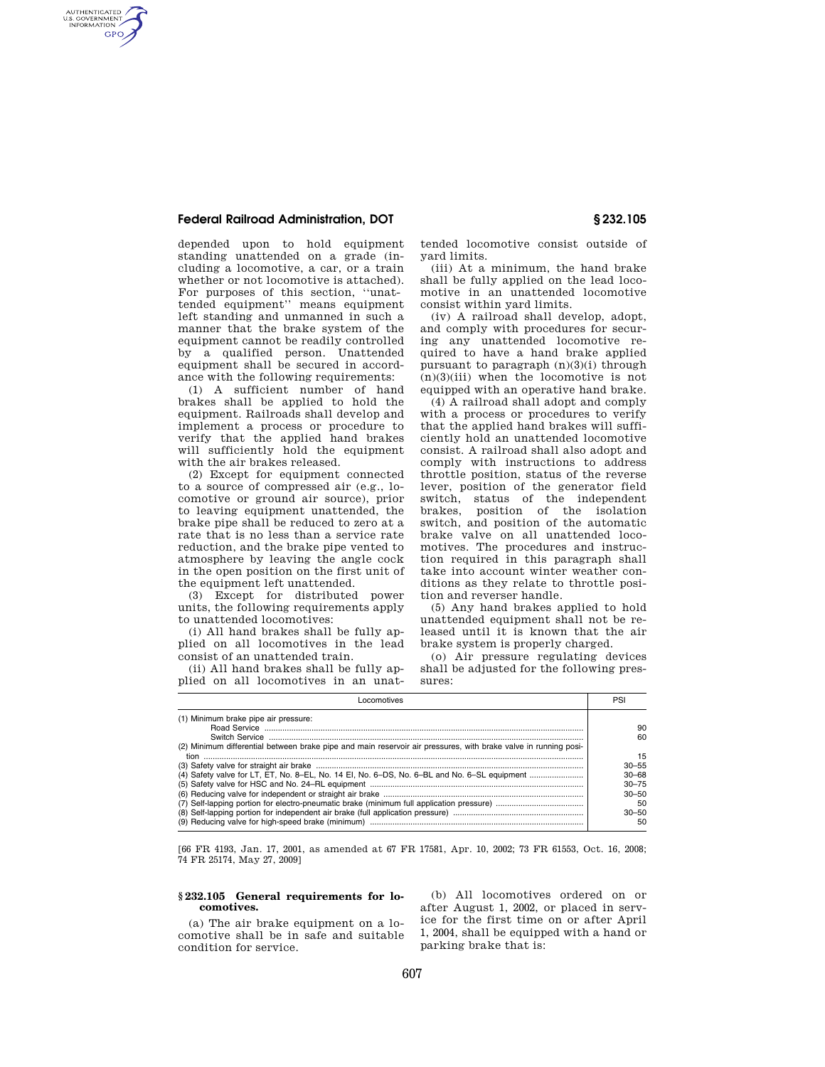depended upon to hold equipment standing unattended on a grade (including a locomotive, a car, or a train whether or not locomotive is attached). For purposes of this section, ''unattended equipment'' means equipment left standing and unmanned in such a manner that the brake system of the equipment cannot be readily controlled by a qualified person. Unattended equipment shall be secured in accordance with the following requirements:

(1) A sufficient number of hand brakes shall be applied to hold the equipment. Railroads shall develop and implement a process or procedure to verify that the applied hand brakes will sufficiently hold the equipment with the air brakes released.

(2) Except for equipment connected to a source of compressed air (e.g., locomotive or ground air source), prior to leaving equipment unattended, the brake pipe shall be reduced to zero at a rate that is no less than a service rate reduction, and the brake pipe vented to atmosphere by leaving the angle cock in the open position on the first unit of the equipment left unattended.

(3) Except for distributed power units, the following requirements apply to unattended locomotives:

(i) All hand brakes shall be fully applied on all locomotives in the lead consist of an unattended train.

(ii) All hand brakes shall be fully applied on all locomotives in an unattended locomotive consist outside of yard limits.

(iii) At a minimum, the hand brake shall be fully applied on the lead locomotive in an unattended locomotive consist within yard limits.

(iv) A railroad shall develop, adopt, and comply with procedures for securing any unattended locomotive required to have a hand brake applied pursuant to paragraph (n)(3)(i) through (n)(3)(iii) when the locomotive is not equipped with an operative hand brake.

(4) A railroad shall adopt and comply with a process or procedures to verify that the applied hand brakes will sufficiently hold an unattended locomotive consist. A railroad shall also adopt and comply with instructions to address throttle position, status of the reverse lever, position of the generator field switch, status of the independent brakes, position of the isolation switch, and position of the automatic brake valve on all unattended locomotives. The procedures and instruction required in this paragraph shall take into account winter weather conditions as they relate to throttle position and reverser handle.

(5) Any hand brakes applied to hold unattended equipment shall not be released until it is known that the air brake system is properly charged.

(o) Air pressure regulating devices shall be adjusted for the following pressures:

| Locomotives | PSI |
|---|---|
| (1) Minimum brake pipe air pressure: | |
| Road Service | 90 |
| Switch Service | 60 |
| (2) Minimum differential between brake pipe and main reservoir air pressures, with brake valve in running position | 15 |
| (3) Safety valve for straight air brake | 30–55 |
| (4) Safety valve for LT, ET, No. 8–EL, No. 14 El, No. 6–DS, No. 6–BL and No. 6–SL equipment | 30–68 |
| (5) Safety valve for HSC and No. 24–RL equipment | 30–75 |
| (6) Reducing valve for independent or straight air brake | 30–50 |
| (7) Self-lapping portion for electro-pneumatic brake (minimum full application pressure) | 50 |
| (8) Self-lapping portion for independent air brake (full application pressure) | 30–50 |
| (9) Reducing valve for high-speed brake (minimum) | 50 |

[66 FR 4193, Jan. 17, 2001, as amended at 67 FR 17581, Apr. 10, 2002; 73 FR 61553, Oct. 16, 2008; 74 FR 25174, May 27, 2009]

## § 232.105 General requirements for locomotives.

(a) The air brake equipment on a locomotive shall be in safe and suitable condition for service.

(b) All locomotives ordered on or after August 1, 2002, or placed in service for the first time on or after April 1, 2004, shall be equipped with a hand or parking brake that is: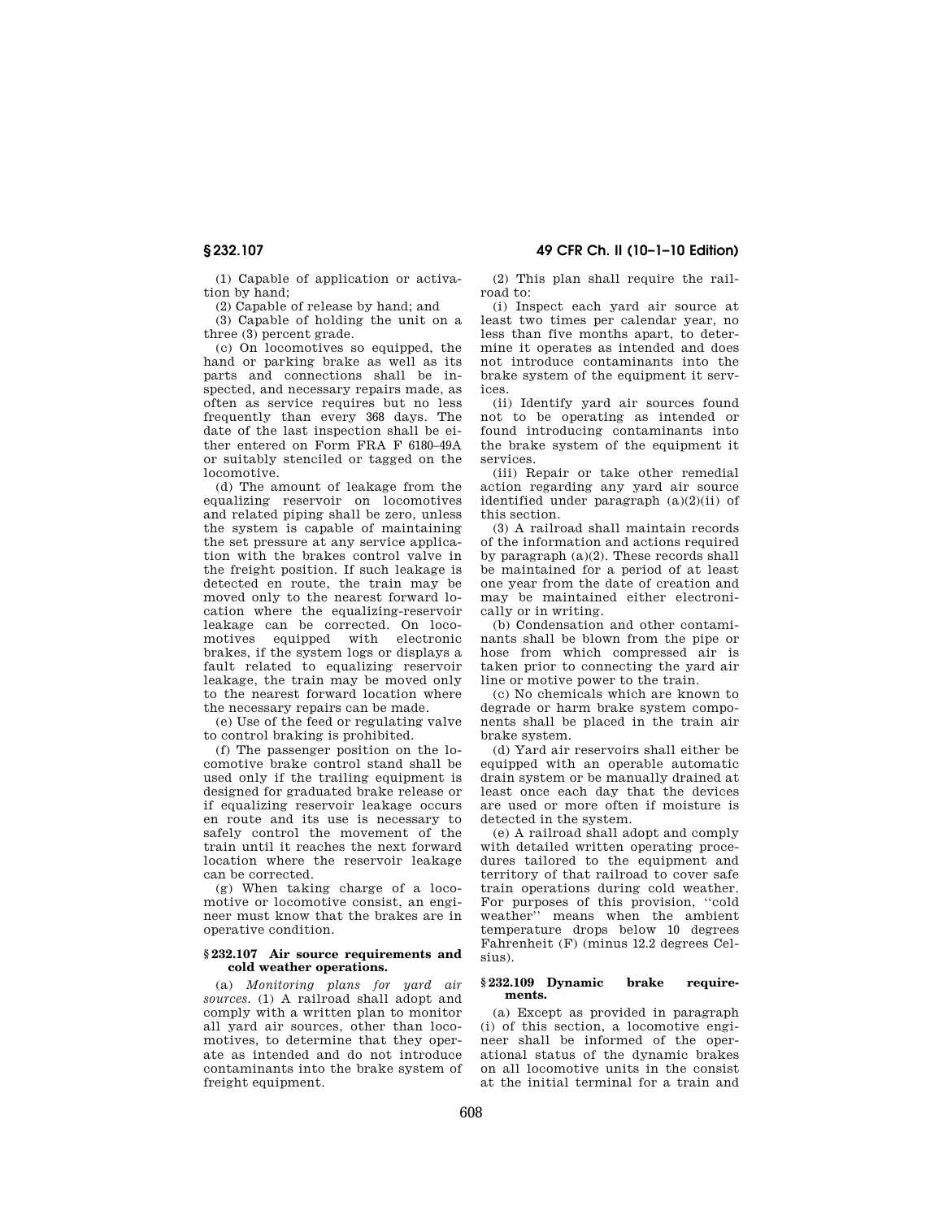(1) Capable of application or activation by hand;

(2) Capable of release by hand; and

(3) Capable of holding the unit on a three (3) percent grade.

(c) On locomotives so equipped, the hand or parking brake as well as its parts and connections shall be inspected, and necessary repairs made, as often as service requires but no less frequently than every 368 days. The date of the last inspection shall be either entered on Form FRA F 6180–49A or suitably stenciled or tagged on the locomotive.

(d) The amount of leakage from the equalizing reservoir on locomotives and related piping shall be zero, unless the system is capable of maintaining the set pressure at any service application with the brakes control valve in the freight position. If such leakage is detected en route, the train may be moved only to the nearest forward location where the equalizing-reservoir leakage can be corrected. On locomotives equipped with electronic brakes, if the system logs or displays a fault related to equalizing reservoir leakage, the train may be moved only to the nearest forward location where the necessary repairs can be made.

(e) Use of the feed or regulating valve to control braking is prohibited.

(f) The passenger position on the locomotive brake control stand shall be used only if the trailing equipment is designed for graduated brake release or if equalizing reservoir leakage occurs en route and its use is necessary to safely control the movement of the train until it reaches the next forward location where the reservoir leakage can be corrected.

(g) When taking charge of a locomotive or locomotive consist, an engineer must know that the brakes are in operative condition.

### § 232.107 Air source requirements and cold weather operations.

(a) *Monitoring plans for yard air sources.* (1) A railroad shall adopt and comply with a written plan to monitor all yard air sources, other than locomotives, to determine that they operate as intended and do not introduce contaminants into the brake system of freight equipment.

(2) This plan shall require the railroad to:

(i) Inspect each yard air source at least two times per calendar year, no less than five months apart, to determine it operates as intended and does not introduce contaminants into the brake system of the equipment it services.

(ii) Identify yard air sources found not to be operating as intended or found introducing contaminants into the brake system of the equipment it services.

(iii) Repair or take other remedial action regarding any yard air source identified under paragraph (a)(2)(ii) of this section.

(3) A railroad shall maintain records of the information and actions required by paragraph (a)(2). These records shall be maintained for a period of at least one year from the date of creation and may be maintained either electronically or in writing.

(b) Condensation and other contaminants shall be blown from the pipe or hose from which compressed air is taken prior to connecting the yard air line or motive power to the train.

(c) No chemicals which are known to degrade or harm brake system components shall be placed in the train air brake system.

(d) Yard air reservoirs shall either be equipped with an operable automatic drain system or be manually drained at least once each day that the devices are used or more often if moisture is detected in the system.

(e) A railroad shall adopt and comply with detailed written operating procedures tailored to the equipment and territory of that railroad to cover safe train operations during cold weather. For purposes of this provision, "cold weather" means when the ambient temperature drops below 10 degrees Fahrenheit (F) (minus 12.2 degrees Celsius).

### § 232.109 Dynamic brake requirements.

(a) Except as provided in paragraph (i) of this section, a locomotive engineer shall be informed of the operational status of the dynamic brakes on all locomotive units in the consist at the initial terminal for a train and